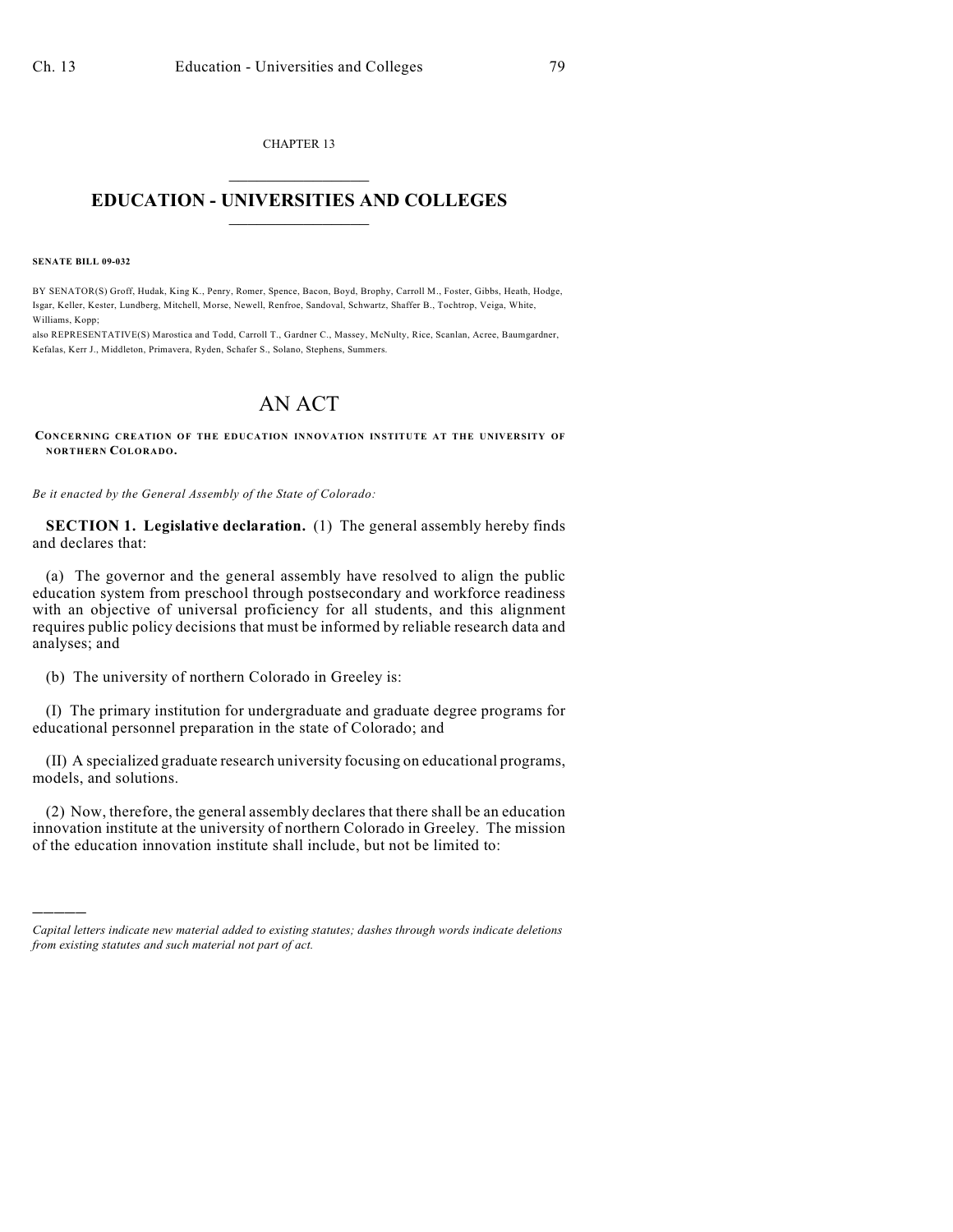CHAPTER 13

# EDUCATION - UNIVERSITIES AND COLLEGES

**SENATE BILL 09-032**

BY SENATOR(S) Groff, Hudak, King K., Penry, Romer, Spence, Bacon, Boyd, Brophy, Carroll M., Foster, Gibbs, Heath, Hodge, Isgar, Keller, Kester, Lundberg, Mitchell, Morse, Newell, Renfroe, Sandoval, Schwartz, Shaffer B., Tochtrop, Veiga, White, Williams, Kopp;

also REPRESENTATIVE(S) Marostica and Todd, Carroll T., Gardner C., Massey, McNulty, Rice, Scanlan, Acree, Baumgardner, Kefalas, Kerr J., Middleton, Primavera, Ryden, Schafer S., Solano, Stephens, Summers.

# AN ACT

**CONCERNING CREATION OF THE EDUCATION INNOVATION INSTITUTE AT THE UNIVERSITY OF NORTHERN COLORADO.**

*Be it enacted by the General Assembly of the State of Colorado:*

**SECTION 1. Legislative declaration.** (1) The general assembly hereby finds and declares that:

(a) The governor and the general assembly have resolved to align the public education system from preschool through postsecondary and workforce readiness with an objective of universal proficiency for all students, and this alignment requires public policy decisions that must be informed by reliable research data and analyses; and

(b) The university of northern Colorado in Greeley is:

(I) The primary institution for undergraduate and graduate degree programs for educational personnel preparation in the state of Colorado; and

(II) A specialized graduate research university focusing on educational programs, models, and solutions.

(2) Now, therefore, the general assembly declares that there shall be an education innovation institute at the university of northern Colorado in Greeley. The mission of the education innovation institute shall include, but not be limited to:

---

*Capital letters indicate new material added to existing statutes; dashes through words indicate deletions from existing statutes and such material not part of act.*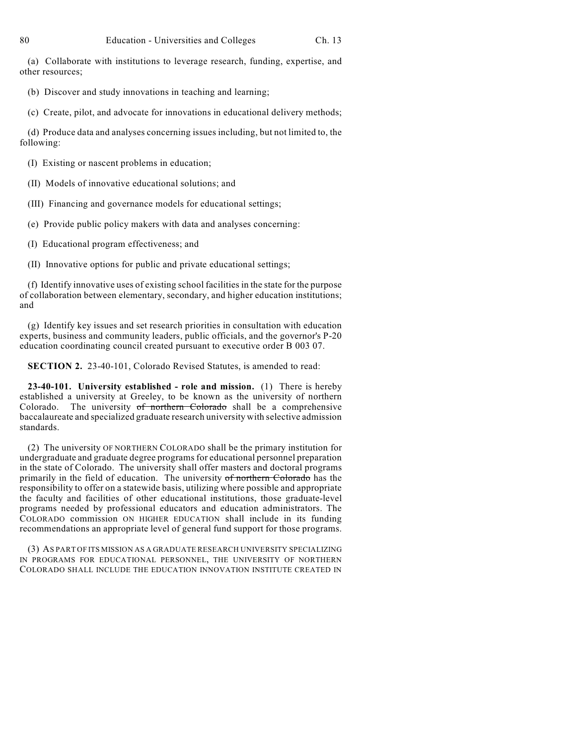(a) Collaborate with institutions to leverage research, funding, expertise, and other resources;

(b) Discover and study innovations in teaching and learning;

(c) Create, pilot, and advocate for innovations in educational delivery methods;

(d) Produce data and analyses concerning issues including, but not limited to, the following:

(I) Existing or nascent problems in education;

(II) Models of innovative educational solutions; and

(III) Financing and governance models for educational settings;

(e) Provide public policy makers with data and analyses concerning:

(I) Educational program effectiveness; and

(II) Innovative options for public and private educational settings;

(f) Identify innovative uses of existing school facilities in the state for the purpose of collaboration between elementary, secondary, and higher education institutions; and

(g) Identify key issues and set research priorities in consultation with education experts, business and community leaders, public officials, and the governor's P-20 education coordinating council created pursuant to executive order B 003 07.

**SECTION 2.** 23-40-101, Colorado Revised Statutes, is amended to read:

**23-40-101. University established - role and mission.** (1) There is hereby established a university at Greeley, to be known as the university of northern Colorado. The university ~~of northern Colorado~~ shall be a comprehensive baccalaureate and specialized graduate research university with selective admission standards.

(2) The university OF NORTHERN COLORADO shall be the primary institution for undergraduate and graduate degree programs for educational personnel preparation in the state of Colorado. The university shall offer masters and doctoral programs primarily in the field of education. The university ~~of northern Colorado~~ has the responsibility to offer on a statewide basis, utilizing where possible and appropriate the faculty and facilities of other educational institutions, those graduate-level programs needed by professional educators and education administrators. The COLORADO commission ON HIGHER EDUCATION shall include in its funding recommendations an appropriate level of general fund support for those programs.

(3) AS PART OF ITS MISSION AS A GRADUATE RESEARCH UNIVERSITY SPECIALIZING IN PROGRAMS FOR EDUCATIONAL PERSONNEL, THE UNIVERSITY OF NORTHERN COLORADO SHALL INCLUDE THE EDUCATION INNOVATION INSTITUTE CREATED IN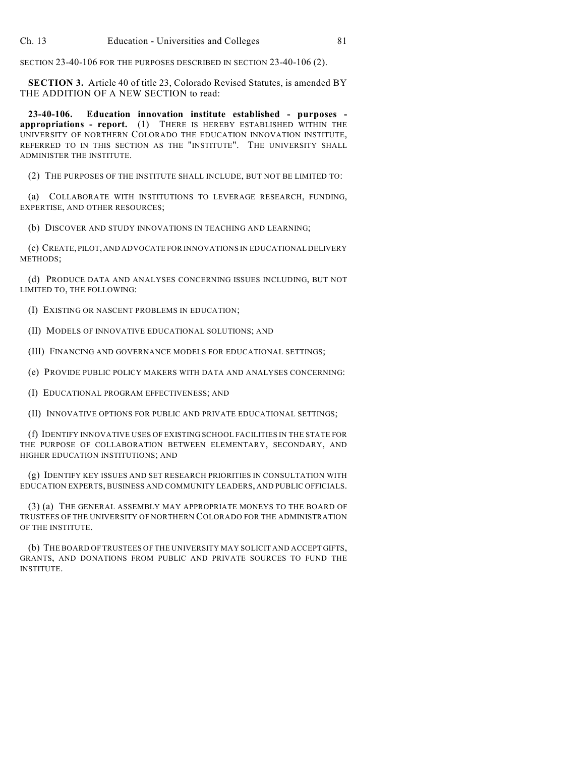SECTION 23-40-106 FOR THE PURPOSES DESCRIBED IN SECTION 23-40-106 (2).

**SECTION 3.** Article 40 of title 23, Colorado Revised Statutes, is amended BY THE ADDITION OF A NEW SECTION to read:

**23-40-106. Education innovation institute established - purposes - appropriations - report.** (1) THERE IS HEREBY ESTABLISHED WITHIN THE UNIVERSITY OF NORTHERN COLORADO THE EDUCATION INNOVATION INSTITUTE, REFERRED TO IN THIS SECTION AS THE "INSTITUTE". THE UNIVERSITY SHALL ADMINISTER THE INSTITUTE.

(2) THE PURPOSES OF THE INSTITUTE SHALL INCLUDE, BUT NOT BE LIMITED TO:

(a) COLLABORATE WITH INSTITUTIONS TO LEVERAGE RESEARCH, FUNDING, EXPERTISE, AND OTHER RESOURCES;

(b) DISCOVER AND STUDY INNOVATIONS IN TEACHING AND LEARNING;

(c) CREATE, PILOT, AND ADVOCATE FOR INNOVATIONS IN EDUCATIONAL DELIVERY METHODS;

(d) PRODUCE DATA AND ANALYSES CONCERNING ISSUES INCLUDING, BUT NOT LIMITED TO, THE FOLLOWING:

(I) EXISTING OR NASCENT PROBLEMS IN EDUCATION;

(II) MODELS OF INNOVATIVE EDUCATIONAL SOLUTIONS; AND

(III) FINANCING AND GOVERNANCE MODELS FOR EDUCATIONAL SETTINGS;

(e) PROVIDE PUBLIC POLICY MAKERS WITH DATA AND ANALYSES CONCERNING:

(I) EDUCATIONAL PROGRAM EFFECTIVENESS; AND

(II) INNOVATIVE OPTIONS FOR PUBLIC AND PRIVATE EDUCATIONAL SETTINGS;

(f) IDENTIFY INNOVATIVE USES OF EXISTING SCHOOL FACILITIES IN THE STATE FOR THE PURPOSE OF COLLABORATION BETWEEN ELEMENTARY, SECONDARY, AND HIGHER EDUCATION INSTITUTIONS; AND

(g) IDENTIFY KEY ISSUES AND SET RESEARCH PRIORITIES IN CONSULTATION WITH EDUCATION EXPERTS, BUSINESS AND COMMUNITY LEADERS, AND PUBLIC OFFICIALS.

(3) (a) THE GENERAL ASSEMBLY MAY APPROPRIATE MONEYS TO THE BOARD OF TRUSTEES OF THE UNIVERSITY OF NORTHERN COLORADO FOR THE ADMINISTRATION OF THE INSTITUTE.

(b) THE BOARD OF TRUSTEES OF THE UNIVERSITY MAY SOLICIT AND ACCEPT GIFTS, GRANTS, AND DONATIONS FROM PUBLIC AND PRIVATE SOURCES TO FUND THE INSTITUTE.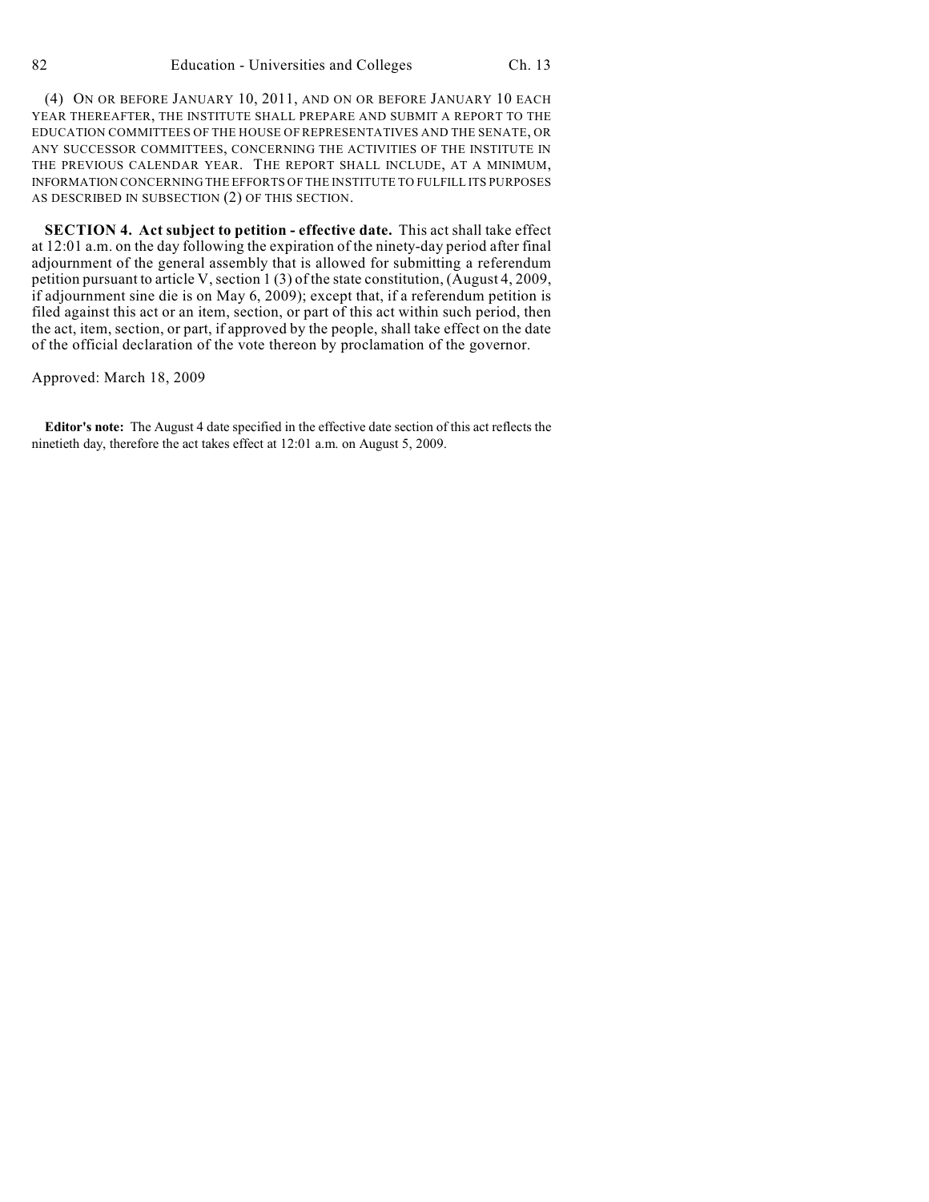(4) ON OR BEFORE JANUARY 10, 2011, AND ON OR BEFORE JANUARY 10 EACH YEAR THEREAFTER, THE INSTITUTE SHALL PREPARE AND SUBMIT A REPORT TO THE EDUCATION COMMITTEES OF THE HOUSE OF REPRESENTATIVES AND THE SENATE, OR ANY SUCCESSOR COMMITTEES, CONCERNING THE ACTIVITIES OF THE INSTITUTE IN THE PREVIOUS CALENDAR YEAR. THE REPORT SHALL INCLUDE, AT A MINIMUM, INFORMATION CONCERNING THE EFFORTS OF THE INSTITUTE TO FULFILL ITS PURPOSES AS DESCRIBED IN SUBSECTION (2) OF THIS SECTION.

**SECTION 4. Act subject to petition - effective date.** This act shall take effect at 12:01 a.m. on the day following the expiration of the ninety-day period after final adjournment of the general assembly that is allowed for submitting a referendum petition pursuant to article V, section 1 (3) of the state constitution, (August 4, 2009, if adjournment sine die is on May 6, 2009); except that, if a referendum petition is filed against this act or an item, section, or part of this act within such period, then the act, item, section, or part, if approved by the people, shall take effect on the date of the official declaration of the vote thereon by proclamation of the governor.

Approved: March 18, 2009

**Editor's note:** The August 4 date specified in the effective date section of this act reflects the ninetieth day, therefore the act takes effect at 12:01 a.m. on August 5, 2009.